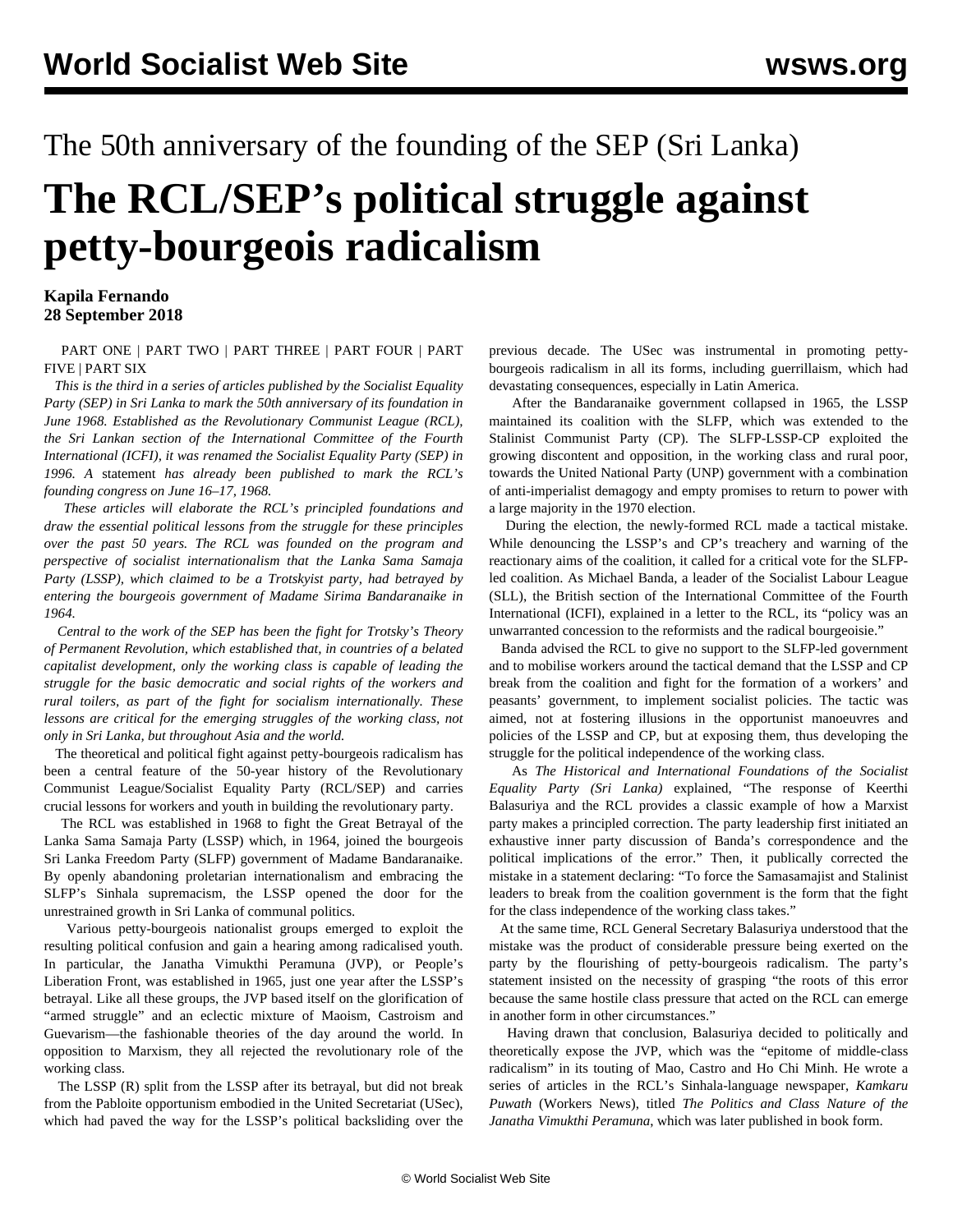The 50th anniversary of the founding of the SEP (Sri Lanka)

# The RCL/SEP's political struggle against petty-bourgeois radicalism

**Kapila Fernando**
**28 September 2018**

PART ONE | PART TWO | PART THREE | PART FOUR | PART FIVE | PART SIX

*This is the third in a series of articles published by the Socialist Equality Party (SEP) in Sri Lanka to mark the 50th anniversary of its foundation in June 1968. Established as the Revolutionary Communist League (RCL), the Sri Lankan section of the International Committee of the Fourth International (ICFI), it was renamed the Socialist Equality Party (SEP) in 1996. A* statement *has already been published to mark the RCL's founding congress on June 16–17, 1968.*

*These articles will elaborate the RCL's principled foundations and draw the essential political lessons from the struggle for these principles over the past 50 years. The RCL was founded on the program and perspective of socialist internationalism that the Lanka Sama Samaja Party (LSSP), which claimed to be a Trotskyist party, had betrayed by entering the bourgeois government of Madame Sirima Bandaranaike in 1964.*

*Central to the work of the SEP has been the fight for Trotsky's Theory of Permanent Revolution, which established that, in countries of a belated capitalist development, only the working class is capable of leading the struggle for the basic democratic and social rights of the workers and rural toilers, as part of the fight for socialism internationally. These lessons are critical for the emerging struggles of the working class, not only in Sri Lanka, but throughout Asia and the world.*

The theoretical and political fight against petty-bourgeois radicalism has been a central feature of the 50-year history of the Revolutionary Communist League/Socialist Equality Party (RCL/SEP) and carries crucial lessons for workers and youth in building the revolutionary party.

The RCL was established in 1968 to fight the Great Betrayal of the Lanka Sama Samaja Party (LSSP) which, in 1964, joined the bourgeois Sri Lanka Freedom Party (SLFP) government of Madame Bandaranaike. By openly abandoning proletarian internationalism and embracing the SLFP's Sinhala supremacism, the LSSP opened the door for the unrestrained growth in Sri Lanka of communal politics.

Various petty-bourgeois nationalist groups emerged to exploit the resulting political confusion and gain a hearing among radicalised youth. In particular, the Janatha Vimukthi Peramuna (JVP), or People's Liberation Front, was established in 1965, just one year after the LSSP's betrayal. Like all these groups, the JVP based itself on the glorification of "armed struggle" and an eclectic mixture of Maoism, Castroism and Guevarism—the fashionable theories of the day around the world. In opposition to Marxism, they all rejected the revolutionary role of the working class.

The LSSP (R) split from the LSSP after its betrayal, but did not break from the Pabloite opportunism embodied in the United Secretariat (USec), which had paved the way for the LSSP's political backsliding over the previous decade. The USec was instrumental in promoting petty-bourgeois radicalism in all its forms, including guerrillaism, which had devastating consequences, especially in Latin America.

After the Bandaranaike government collapsed in 1965, the LSSP maintained its coalition with the SLFP, which was extended to the Stalinist Communist Party (CP). The SLFP-LSSP-CP exploited the growing discontent and opposition, in the working class and rural poor, towards the United National Party (UNP) government with a combination of anti-imperialist demagogy and empty promises to return to power with a large majority in the 1970 election.

During the election, the newly-formed RCL made a tactical mistake. While denouncing the LSSP's and CP's treachery and warning of the reactionary aims of the coalition, it called for a critical vote for the SLFP-led coalition. As Michael Banda, a leader of the Socialist Labour League (SLL), the British section of the International Committee of the Fourth International (ICFI), explained in a letter to the RCL, its "policy was an unwarranted concession to the reformists and the radical bourgeoisie."

Banda advised the RCL to give no support to the SLFP-led government and to mobilise workers around the tactical demand that the LSSP and CP break from the coalition and fight for the formation of a workers' and peasants' government, to implement socialist policies. The tactic was aimed, not at fostering illusions in the opportunist manoeuvres and policies of the LSSP and CP, but at exposing them, thus developing the struggle for the political independence of the working class.

As *The Historical and International Foundations of the Socialist Equality Party (Sri Lanka)* explained, "The response of Keerthi Balasuriya and the RCL provides a classic example of how a Marxist party makes a principled correction. The party leadership first initiated an exhaustive inner party discussion of Banda's correspondence and the political implications of the error." Then, it publically corrected the mistake in a statement declaring: "To force the Samasamajist and Stalinist leaders to break from the coalition government is the form that the fight for the class independence of the working class takes."

At the same time, RCL General Secretary Balasuriya understood that the mistake was the product of considerable pressure being exerted on the party by the flourishing of petty-bourgeois radicalism. The party's statement insisted on the necessity of grasping "the roots of this error because the same hostile class pressure that acted on the RCL can emerge in another form in other circumstances."

Having drawn that conclusion, Balasuriya decided to politically and theoretically expose the JVP, which was the "epitome of middle-class radicalism" in its touting of Mao, Castro and Ho Chi Minh. He wrote a series of articles in the RCL's Sinhala-language newspaper, *Kamkaru Puwath* (Workers News), titled *The Politics and Class Nature of the Janatha Vimukthi Peramuna*, which was later published in book form.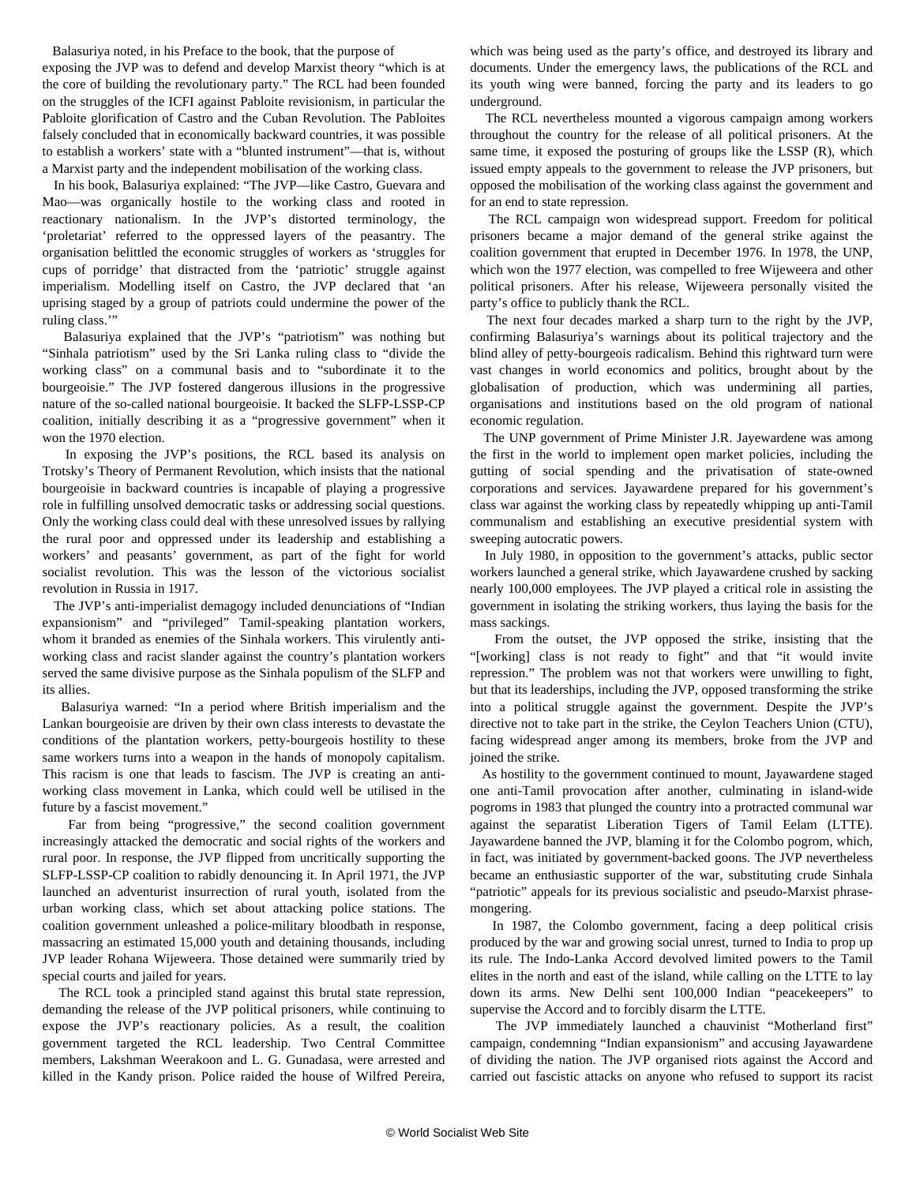Balasuriya noted, in his Preface to the book, that the purpose of exposing the JVP was to defend and develop Marxist theory "which is at the core of building the revolutionary party." The RCL had been founded on the struggles of the ICFI against Pabloite revisionism, in particular the Pabloite glorification of Castro and the Cuban Revolution. The Pabloites falsely concluded that in economically backward countries, it was possible to establish a workers' state with a "blunted instrument"—that is, without a Marxist party and the independent mobilisation of the working class.

In his book, Balasuriya explained: "The JVP—like Castro, Guevara and Mao—was organically hostile to the working class and rooted in reactionary nationalism. In the JVP's distorted terminology, the 'proletariat' referred to the oppressed layers of the peasantry. The organisation belittled the economic struggles of workers as 'struggles for cups of porridge' that distracted from the 'patriotic' struggle against imperialism. Modelling itself on Castro, the JVP declared that 'an uprising staged by a group of patriots could undermine the power of the ruling class.'"

Balasuriya explained that the JVP's "patriotism" was nothing but "Sinhala patriotism" used by the Sri Lanka ruling class to "divide the working class" on a communal basis and to "subordinate it to the bourgeoisie." The JVP fostered dangerous illusions in the progressive nature of the so-called national bourgeoisie. It backed the SLFP-LSSP-CP coalition, initially describing it as a "progressive government" when it won the 1970 election.

In exposing the JVP's positions, the RCL based its analysis on Trotsky's Theory of Permanent Revolution, which insists that the national bourgeoisie in backward countries is incapable of playing a progressive role in fulfilling unsolved democratic tasks or addressing social questions. Only the working class could deal with these unresolved issues by rallying the rural poor and oppressed under its leadership and establishing a workers' and peasants' government, as part of the fight for world socialist revolution. This was the lesson of the victorious socialist revolution in Russia in 1917.

The JVP's anti-imperialist demagogy included denunciations of "Indian expansionism" and "privileged" Tamil-speaking plantation workers, whom it branded as enemies of the Sinhala workers. This virulently anti-working class and racist slander against the country's plantation workers served the same divisive purpose as the Sinhala populism of the SLFP and its allies.

Balasuriya warned: "In a period where British imperialism and the Lankan bourgeoisie are driven by their own class interests to devastate the conditions of the plantation workers, petty-bourgeois hostility to these same workers turns into a weapon in the hands of monopoly capitalism. This racism is one that leads to fascism. The JVP is creating an anti-working class movement in Lanka, which could well be utilised in the future by a fascist movement."

Far from being "progressive," the second coalition government increasingly attacked the democratic and social rights of the workers and rural poor. In response, the JVP flipped from uncritically supporting the SLFP-LSSP-CP coalition to rabidly denouncing it. In April 1971, the JVP launched an adventurist insurrection of rural youth, isolated from the urban working class, which set about attacking police stations. The coalition government unleashed a police-military bloodbath in response, massacring an estimated 15,000 youth and detaining thousands, including JVP leader Rohana Wijeweera. Those detained were summarily tried by special courts and jailed for years.

The RCL took a principled stand against this brutal state repression, demanding the release of the JVP political prisoners, while continuing to expose the JVP's reactionary policies. As a result, the coalition government targeted the RCL leadership. Two Central Committee members, Lakshman Weerakoon and L. G. Gunadasa, were arrested and killed in the Kandy prison. Police raided the house of Wilfred Pereira, which was being used as the party's office, and destroyed its library and documents. Under the emergency laws, the publications of the RCL and its youth wing were banned, forcing the party and its leaders to go underground.

The RCL nevertheless mounted a vigorous campaign among workers throughout the country for the release of all political prisoners. At the same time, it exposed the posturing of groups like the LSSP (R), which issued empty appeals to the government to release the JVP prisoners, but opposed the mobilisation of the working class against the government and for an end to state repression.

The RCL campaign won widespread support. Freedom for political prisoners became a major demand of the general strike against the coalition government that erupted in December 1976. In 1978, the UNP, which won the 1977 election, was compelled to free Wijeweera and other political prisoners. After his release, Wijeweera personally visited the party's office to publicly thank the RCL.

The next four decades marked a sharp turn to the right by the JVP, confirming Balasuriya's warnings about its political trajectory and the blind alley of petty-bourgeois radicalism. Behind this rightward turn were vast changes in world economics and politics, brought about by the globalisation of production, which was undermining all parties, organisations and institutions based on the old program of national economic regulation.

The UNP government of Prime Minister J.R. Jayewardene was among the first in the world to implement open market policies, including the gutting of social spending and the privatisation of state-owned corporations and services. Jayawardene prepared for his government's class war against the working class by repeatedly whipping up anti-Tamil communalism and establishing an executive presidential system with sweeping autocratic powers.

In July 1980, in opposition to the government's attacks, public sector workers launched a general strike, which Jayawardene crushed by sacking nearly 100,000 employees. The JVP played a critical role in assisting the government in isolating the striking workers, thus laying the basis for the mass sackings.

From the outset, the JVP opposed the strike, insisting that the "[working] class is not ready to fight" and that "it would invite repression." The problem was not that workers were unwilling to fight, but that its leaderships, including the JVP, opposed transforming the strike into a political struggle against the government. Despite the JVP's directive not to take part in the strike, the Ceylon Teachers Union (CTU), facing widespread anger among its members, broke from the JVP and joined the strike.

As hostility to the government continued to mount, Jayawardene staged one anti-Tamil provocation after another, culminating in island-wide pogroms in 1983 that plunged the country into a protracted communal war against the separatist Liberation Tigers of Tamil Eelam (LTTE). Jayawardene banned the JVP, blaming it for the Colombo pogrom, which, in fact, was initiated by government-backed goons. The JVP nevertheless became an enthusiastic supporter of the war, substituting crude Sinhala "patriotic" appeals for its previous socialistic and pseudo-Marxist phrase-mongering.

In 1987, the Colombo government, facing a deep political crisis produced by the war and growing social unrest, turned to India to prop up its rule. The Indo-Lanka Accord devolved limited powers to the Tamil elites in the north and east of the island, while calling on the LTTE to lay down its arms. New Delhi sent 100,000 Indian "peacekeepers" to supervise the Accord and to forcibly disarm the LTTE.

The JVP immediately launched a chauvinist "Motherland first" campaign, condemning "Indian expansionism" and accusing Jayawardene of dividing the nation. The JVP organised riots against the Accord and carried out fascistic attacks on anyone who refused to support its racist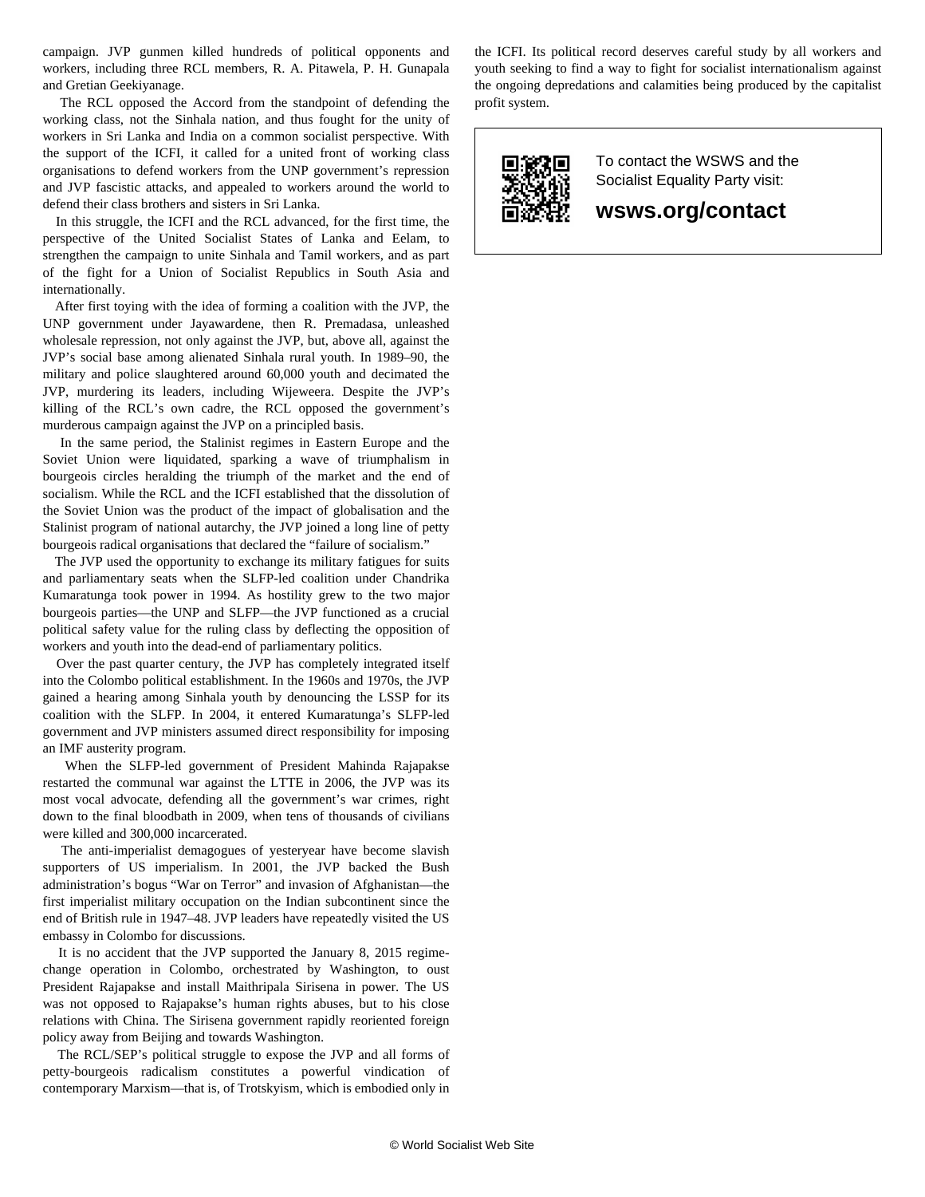campaign. JVP gunmen killed hundreds of political opponents and workers, including three RCL members, R. A. Pitawela, P. H. Gunapala and Gretian Geekiyanage.

The RCL opposed the Accord from the standpoint of defending the working class, not the Sinhala nation, and thus fought for the unity of workers in Sri Lanka and India on a common socialist perspective. With the support of the ICFI, it called for a united front of working class organisations to defend workers from the UNP government's repression and JVP fascistic attacks, and appealed to workers around the world to defend their class brothers and sisters in Sri Lanka.

In this struggle, the ICFI and the RCL advanced, for the first time, the perspective of the United Socialist States of Lanka and Eelam, to strengthen the campaign to unite Sinhala and Tamil workers, and as part of the fight for a Union of Socialist Republics in South Asia and internationally.

After first toying with the idea of forming a coalition with the JVP, the UNP government under Jayawardene, then R. Premadasa, unleashed wholesale repression, not only against the JVP, but, above all, against the JVP's social base among alienated Sinhala rural youth. In 1989–90, the military and police slaughtered around 60,000 youth and decimated the JVP, murdering its leaders, including Wijeweera. Despite the JVP's killing of the RCL's own cadre, the RCL opposed the government's murderous campaign against the JVP on a principled basis.

In the same period, the Stalinist regimes in Eastern Europe and the Soviet Union were liquidated, sparking a wave of triumphalism in bourgeois circles heralding the triumph of the market and the end of socialism. While the RCL and the ICFI established that the dissolution of the Soviet Union was the product of the impact of globalisation and the Stalinist program of national autarchy, the JVP joined a long line of petty bourgeois radical organisations that declared the "failure of socialism."

The JVP used the opportunity to exchange its military fatigues for suits and parliamentary seats when the SLFP-led coalition under Chandrika Kumaratunga took power in 1994. As hostility grew to the two major bourgeois parties—the UNP and SLFP—the JVP functioned as a crucial political safety value for the ruling class by deflecting the opposition of workers and youth into the dead-end of parliamentary politics.

Over the past quarter century, the JVP has completely integrated itself into the Colombo political establishment. In the 1960s and 1970s, the JVP gained a hearing among Sinhala youth by denouncing the LSSP for its coalition with the SLFP. In 2004, it entered Kumaratunga's SLFP-led government and JVP ministers assumed direct responsibility for imposing an IMF austerity program.

When the SLFP-led government of President Mahinda Rajapakse restarted the communal war against the LTTE in 2006, the JVP was its most vocal advocate, defending all the government's war crimes, right down to the final bloodbath in 2009, when tens of thousands of civilians were killed and 300,000 incarcerated.

The anti-imperialist demagogues of yesteryear have become slavish supporters of US imperialism. In 2001, the JVP backed the Bush administration's bogus "War on Terror" and invasion of Afghanistan—the first imperialist military occupation on the Indian subcontinent since the end of British rule in 1947–48. JVP leaders have repeatedly visited the US embassy in Colombo for discussions.

It is no accident that the JVP supported the January 8, 2015 regime-change operation in Colombo, orchestrated by Washington, to oust President Rajapakse and install Maithripala Sirisena in power. The US was not opposed to Rajapakse's human rights abuses, but to his close relations with China. The Sirisena government rapidly reoriented foreign policy away from Beijing and towards Washington.

The RCL/SEP's political struggle to expose the JVP and all forms of petty-bourgeois radicalism constitutes a powerful vindication of contemporary Marxism—that is, of Trotskyism, which is embodied only in the ICFI. Its political record deserves careful study by all workers and youth seeking to find a way to fight for socialist internationalism against the ongoing depredations and calamities being produced by the capitalist profit system.

To contact the WSWS and the Socialist Equality Party visit:

**wsws.org/contact**